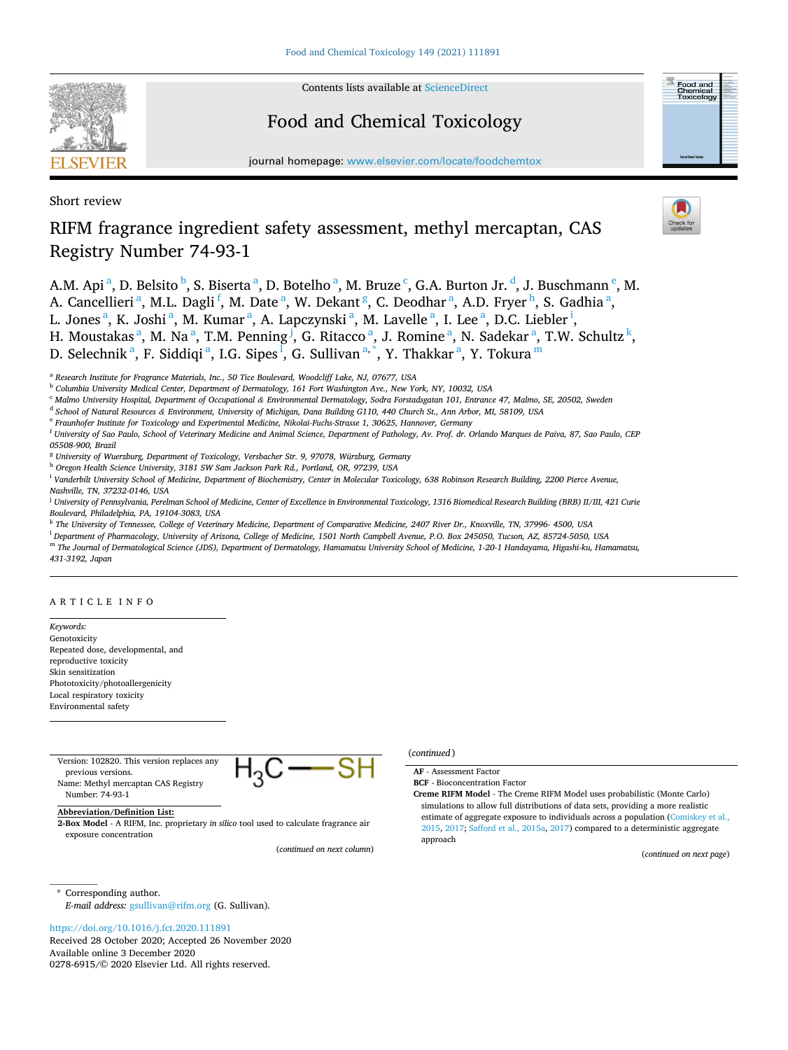Short review

# RIFM fragrance ingredient safety assessment, methyl mercaptan, CAS Registry Number 74-93-1

A.M. Api[a], D. Belsito[b], S. Biserta[a], D. Botelho[a], M. Bruze[c], G.A. Burton Jr.[d], J. Buschmann[e], M. A. Cancellieri[a], M.L. Dagli[f], M. Date[a], W. Dekant[g], C. Deodhar[a], A.D. Fryer[h], S. Gadhia[a], L. Jones[a], K. Joshi[a], M. Kumar[a], A. Lapczynski[a], M. Lavelle[a], I. Lee[a], D.C. Liebler[i], H. Moustakas[a], M. Na[a], T.M. Penning[j], G. Ritacco[a], J. Romine[a], N. Sadekar[a], T.W. Schultz[k], D. Selechnik[a], F. Siddiqi[a], I.G. Sipes[l], G. Sullivan[a,*], Y. Thakkar[a], Y. Tokura[m]

[a] Research Institute for Fragrance Materials, Inc., 50 Tice Boulevard, Woodcliff Lake, NJ, 07677, USA
[b] Columbia University Medical Center, Department of Dermatology, 161 Fort Washington Ave., New York, NY, 10032, USA
[c] Malmo University Hospital, Department of Occupational & Environmental Dermatology, Sodra Forstadsgatan 101, Entrance 47, Malmo, SE, 20502, Sweden
[d] School of Natural Resources & Environment, University of Michigan, Dana Building G110, 440 Church St., Ann Arbor, MI, 58109, USA
[e] Fraunhofer Institute for Toxicology and Experimental Medicine, Nikolai-Fuchs-Strasse 1, 30625, Hannover, Germany
[f] University of Sao Paulo, School of Veterinary Medicine and Animal Science, Department of Pathology, Av. Prof. dr. Orlando Marques de Paiva, 87, Sao Paulo, CEP 05508-900, Brazil
[g] University of Wuerzburg, Department of Toxicology, Versbacher Str. 9, 97078, Würzburg, Germany
[h] Oregon Health Science University, 3181 SW Sam Jackson Park Rd., Portland, OR, 97239, USA
[i] Vanderbilt University School of Medicine, Department of Biochemistry, Center in Molecular Toxicology, 638 Robinson Research Building, 2200 Pierce Avenue, Nashville, TN, 37232-0146, USA
[j] University of Pennsylvania, Perelman School of Medicine, Center of Excellence in Environmental Toxicology, 1316 Biomedical Research Building (BRB) II/III, 421 Curie Boulevard, Philadelphia, PA, 19104-3083, USA
[k] The University of Tennessee, College of Veterinary Medicine, Department of Comparative Medicine, 2407 River Dr., Knoxville, TN, 37996- 4500, USA
[l] Department of Pharmacology, University of Arizona, College of Medicine, 1501 North Campbell Avenue, P.O. Box 245050, Tucson, AZ, 85724-5050, USA
[m] The Journal of Dermatological Science (JDS), Department of Dermatology, Hamamatsu University School of Medicine, 1-20-1 Handayama, Higashi-ku, Hamamatsu, 431-3192, Japan

## ARTICLE INFO

*Keywords:*
Genotoxicity
Repeated dose, developmental, and reproductive toxicity
Skin sensitization
Phototoxicity/photoallergenicity
Local respiratory toxicity
Environmental safety

Version: 102820. This version replaces any previous versions.
Name: Methyl mercaptan CAS Registry Number: 74-93-1

$H_3C — SH$

**Abbreviation/Definition List:**

**2-Box Model** - A RIFM, Inc. proprietary *in silico* tool used to calculate fragrance air exposure concentration

**AF** - Assessment Factor

**BCF** - Bioconcentration Factor

**Creme RIFM Model** - The Creme RIFM Model uses probabilistic (Monte Carlo) simulations to allow full distributions of data sets, providing a more realistic estimate of aggregate exposure to individuals across a population (Comiskey et al., 2015, 2017; Safford et al., 2015a, 2017) compared to a deterministic aggregate approach

(continued on next page)

\* Corresponding author.
*E-mail address:* gsullivan@rifm.org (G. Sullivan).

https://doi.org/10.1016/j.fct.2020.111891
Received 28 October 2020; Accepted 26 November 2020
Available online 3 December 2020
0278-6915/© 2020 Elsevier Ltd. All rights reserved.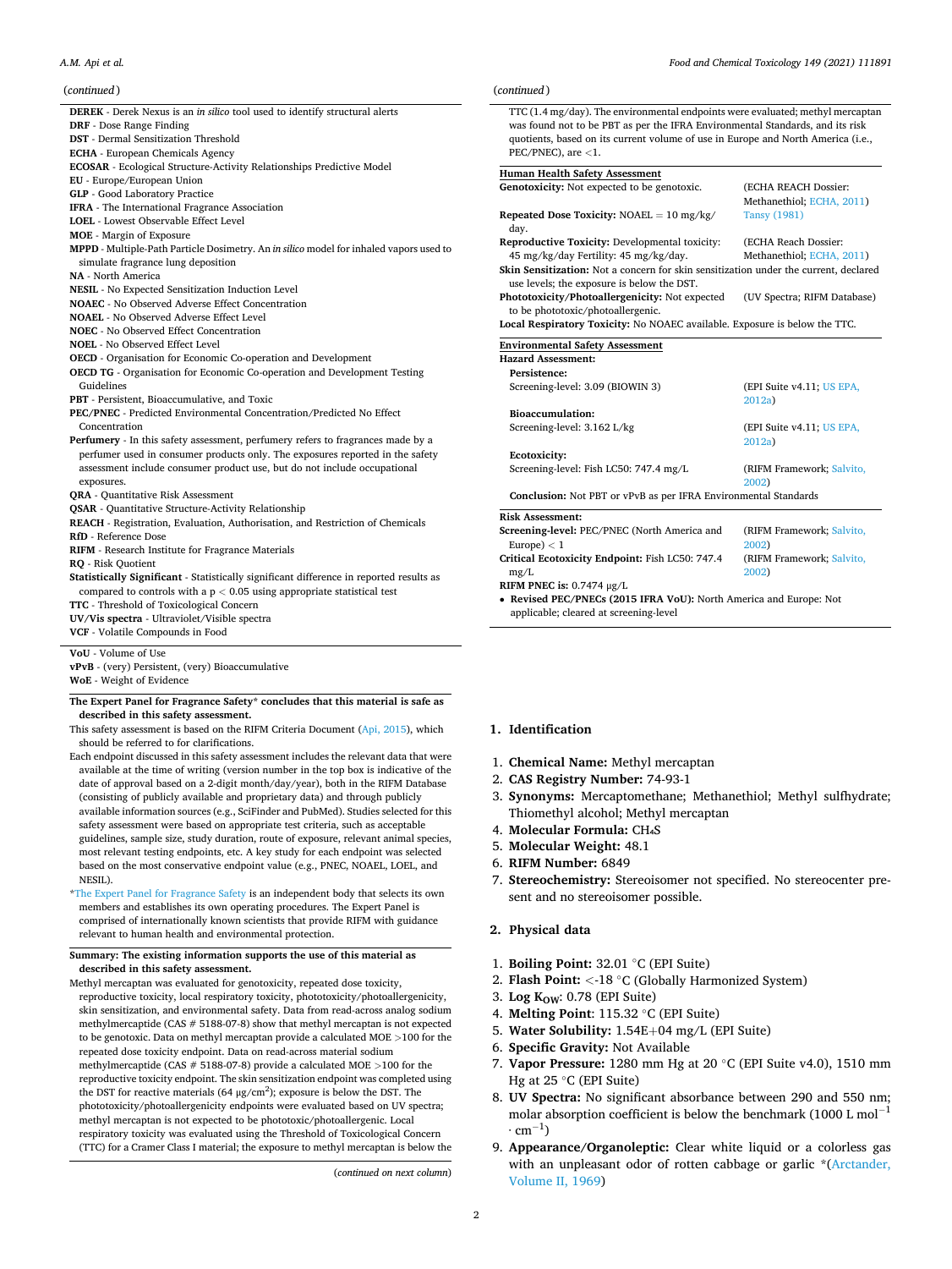(continued)

**DEREK** - Derek Nexus is an *in silico* tool used to identify structural alerts
**DRF** - Dose Range Finding
**DST** - Dermal Sensitization Threshold
**ECHA** - European Chemicals Agency
**ECOSAR** - Ecological Structure-Activity Relationships Predictive Model
**EU** - Europe/European Union
**GLP** - Good Laboratory Practice
**IFRA** - The International Fragrance Association
**LOEL** - Lowest Observable Effect Level
**MOE** - Margin of Exposure
**MPPD** - Multiple-Path Particle Dosimetry. An *in silico* model for inhaled vapors used to simulate fragrance lung deposition
**NA** - North America
**NESIL** - No Expected Sensitization Induction Level
**NOAEC** - No Observed Adverse Effect Concentration
**NOAEL** - No Observed Adverse Effect Level
**NOEC** - No Observed Effect Concentration
**NOEL** - No Observed Effect Level
**OECD** - Organisation for Economic Co-operation and Development
**OECD TG** - Organisation for Economic Co-operation and Development Testing Guidelines
**PBT** - Persistent, Bioaccumulative, and Toxic
**PEC/PNEC** - Predicted Environmental Concentration/Predicted No Effect Concentration
**Perfumery** - In this safety assessment, perfumery refers to fragrances made by a perfumer used in consumer products only. The exposures reported in the safety assessment include consumer product use, but do not include occupational exposures.
**QRA** - Quantitative Risk Assessment
**QSAR** - Quantitative Structure-Activity Relationship
**REACH** - Registration, Evaluation, Authorisation, and Restriction of Chemicals
**RfD** - Reference Dose
**RIFM** - Research Institute for Fragrance Materials
**RQ** - Risk Quotient
**Statistically Significant** - Statistically significant difference in reported results as compared to controls with a $p < 0.05$ using appropriate statistical test
**TTC** - Threshold of Toxicological Concern
**UV/Vis spectra** - Ultraviolet/Visible spectra
**VCF** - Volatile Compounds in Food
**VoU** - Volume of Use
**vPvB** - (very) Persistent, (very) Bioaccumulative
**WoE** - Weight of Evidence

**The Expert Panel for Fragrance Safety\* concludes that this material is safe as described in this safety assessment.**

This safety assessment is based on the RIFM Criteria Document (Api, 2015), which should be referred to for clarifications.

Each endpoint discussed in this safety assessment includes the relevant data that were available at the time of writing (version number in the top box is indicative of the date of approval based on a 2-digit month/day/year), both in the RIFM Database (consisting of publicly available and proprietary data) and through publicly available information sources (e.g., SciFinder and PubMed). Studies selected for this safety assessment were based on appropriate test criteria, such as acceptable guidelines, sample size, study duration, route of exposure, relevant animal species, most relevant testing endpoints, etc. A key study for each endpoint was selected based on the most conservative endpoint value (e.g., PNEC, NOAEL, LOEL, and NESIL).

\*The Expert Panel for Fragrance Safety is an independent body that selects its own members and establishes its own operating procedures. The Expert Panel is comprised of internationally known scientists that provide RIFM with guidance relevant to human health and environmental protection.

**Summary: The existing information supports the use of this material as described in this safety assessment.**

Methyl mercaptan was evaluated for genotoxicity, repeated dose toxicity, reproductive toxicity, local respiratory toxicity, phototoxicity/photoallergenicity, skin sensitization, and environmental safety. Data from read-across analog sodium methylmercaptide (CAS # 5188-07-8) show that methyl mercaptan is not expected to be genotoxic. Data on methyl mercaptan provide a calculated MOE >100 for the repeated dose toxicity endpoint. Data on read-across material sodium methylmercaptide (CAS # 5188-07-8) provide a calculated MOE >100 for the reproductive toxicity endpoint. The skin sensitization endpoint was completed using the DST for reactive materials (64 μg/cm$^2$); exposure is below the DST. The phototoxicity/photoallergenicity endpoints were evaluated based on UV spectra; methyl mercaptan is not expected to be phototoxic/photoallergenic. Local respiratory toxicity was evaluated using the Threshold of Toxicological Concern (TTC) for a Cramer Class I material; the exposure to methyl mercaptan is below the TTC (1.4 mg/day). The environmental endpoints were evaluated; methyl mercaptan was found not to be PBT as per the IFRA Environmental Standards, and its risk quotients, based on its current volume of use in Europe and North America (i.e., PEC/PNEC), are <1.

**Human Health Safety Assessment**

| | |
|---|---|
| **Genotoxicity:** Not expected to be genotoxic. | (ECHA REACH Dossier: Methanethiol; ECHA, 2011) |
| **Repeated Dose Toxicity:** NOAEL = 10 mg/kg/day. | Tansy (1981) |
| **Reproductive Toxicity:** Developmental toxicity: 45 mg/kg/day Fertility: 45 mg/kg/day. | (ECHA Reach Dossier: Methanethiol; ECHA, 2011) |
| **Skin Sensitization:** Not a concern for skin sensitization under the current, declared use levels; the exposure is below the DST. | |
| **Phototoxicity/Photoallergenicity:** Not expected to be phototoxic/photoallergenic. | (UV Spectra; RIFM Database) |
| **Local Respiratory Toxicity:** No NOAEC available. Exposure is below the TTC. | |

**Environmental Safety Assessment**

**Hazard Assessment:**

| | |
|---|---|
| **Persistence:** | |
| Screening-level: 3.09 (BIOWIN 3) | (EPI Suite v4.11; US EPA, 2012a) |
| **Bioaccumulation:** | |
| Screening-level: 3.162 L/kg | (EPI Suite v4.11; US EPA, 2012a) |
| **Ecotoxicity:** | |
| Screening-level: Fish LC50: 747.4 mg/L | (RIFM Framework; Salvito, 2002) |
| **Conclusion:** Not PBT or vPvB as per IFRA Environmental Standards | |

**Risk Assessment:**

| | |
|---|---|
| **Screening-level:** PEC/PNEC (North America and Europe) < 1 | (RIFM Framework; Salvito, 2002) |
| **Critical Ecotoxicity Endpoint:** Fish LC50: 747.4 mg/L | (RIFM Framework; Salvito, 2002) |
| **RIFM PNEC is:** 0.7474 μg/L | |

- **Revised PEC/PNECs (2015 IFRA VoU):** North America and Europe: Not applicable; cleared at screening-level

## 1. Identification

1. **Chemical Name:** Methyl mercaptan
2. **CAS Registry Number:** 74-93-1
3. **Synonyms:** Mercaptomethane; Methanethiol; Methyl sulfhydrate; Thiomethyl alcohol; Methyl mercaptan
4. **Molecular Formula:** $CH_4S$
5. **Molecular Weight:** 48.1
6. **RIFM Number:** 6849
7. **Stereochemistry:** Stereoisomer not specified. No stereocenter present and no stereoisomer possible.

## 2. Physical data

1. **Boiling Point:** 32.01 °C (EPI Suite)
2. **Flash Point:** <-18 °C (Globally Harmonized System)
3. **Log $K_{OW}$:** 0.78 (EPI Suite)
4. **Melting Point:** 115.32 °C (EPI Suite)
5. **Water Solubility:** 1.54E+04 mg/L (EPI Suite)
6. **Specific Gravity:** Not Available
7. **Vapor Pressure:** 1280 mm Hg at 20 °C (EPI Suite v4.0), 1510 mm Hg at 25 °C (EPI Suite)
8. **UV Spectra:** No significant absorbance between 290 and 550 nm; molar absorption coefficient is below the benchmark (1000 L mol$^{-1}$ · cm$^{-1}$)
9. **Appearance/Organoleptic:** Clear white liquid or a colorless gas with an unpleasant odor of rotten cabbage or garlic \*(Arctander, Volume II, 1969)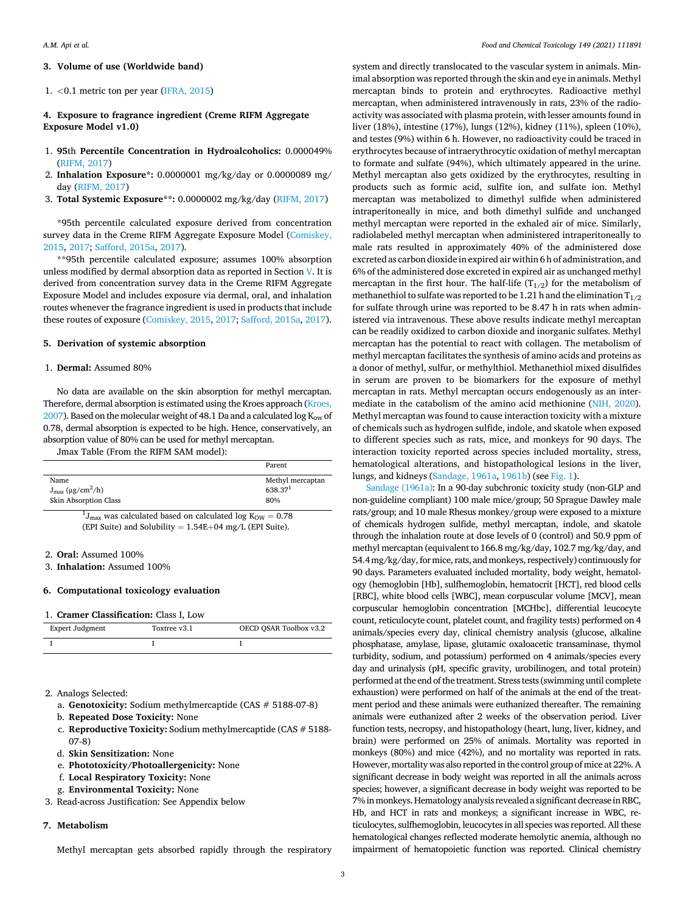## 3. Volume of use (Worldwide band)

1. <0.1 metric ton per year (IFRA, 2015)

## 4. Exposure to fragrance ingredient (Creme RIFM Aggregate Exposure Model v1.0)

1. **95th Percentile Concentration in Hydroalcoholics:** 0.000049% (RIFM, 2017)
2. **Inhalation Exposure*:** 0.0000001 mg/kg/day or 0.0000089 mg/day (RIFM, 2017)
3. **Total Systemic Exposure**:** 0.0000002 mg/kg/day (RIFM, 2017)

*95th percentile calculated exposure derived from concentration survey data in the Creme RIFM Aggregate Exposure Model (Comiskey, 2015, 2017; Safford, 2015a, 2017).

**95th percentile calculated exposure; assumes 100% absorption unless modified by dermal absorption data as reported in Section V. It is derived from concentration survey data in the Creme RIFM Aggregate Exposure Model and includes exposure via dermal, oral, and inhalation routes whenever the fragrance ingredient is used in products that include these routes of exposure (Comiskey, 2015, 2017; Safford, 2015a, 2017).

## 5. Derivation of systemic absorption

1. **Dermal:** Assumed 80%

No data are available on the skin absorption for methyl mercaptan. Therefore, dermal absorption is estimated using the Kroes approach (Kroes, 2007). Based on the molecular weight of 48.1 Da and a calculated log $K_{ow}$ of 0.78, dermal absorption is expected to be high. Hence, conservatively, an absorption value of 80% can be used for methyl mercaptan.

Jmax Table (From the RIFM SAM model):

| | Parent |
|---|---|
| Name | Methyl mercaptan |
| $J_{max}$ (μg/cm²/h) | 638.37[1] |
| Skin Absorption Class | 80% |

[1]$J_{max}$ was calculated based on calculated log $K_{OW}$ = 0.78 (EPI Suite) and Solubility = 1.54E+04 mg/L (EPI Suite).

2. **Oral:** Assumed 100%
3. **Inhalation:** Assumed 100%

## 6. Computational toxicology evaluation

1. **Cramer Classification:** Class I, Low

| Expert Judgment | Toxtree v3.1 | OECD QSAR Toolbox v3.2 |
|---|---|---|
| I | I | I |

2. Analogs Selected:
   a. **Genotoxicity:** Sodium methylmercaptide (CAS # 5188-07-8)
   b. **Repeated Dose Toxicity:** None
   c. **Reproductive Toxicity:** Sodium methylmercaptide (CAS # 5188-07-8)
   d. **Skin Sensitization:** None
   e. **Phototoxicity/Photoallergenicity:** None
   f. **Local Respiratory Toxicity:** None
   g. **Environmental Toxicity:** None
3. Read-across Justification: See Appendix below

## 7. Metabolism

Methyl mercaptan gets absorbed rapidly through the respiratory system and directly translocated to the vascular system in animals. Minimal absorption was reported through the skin and eye in animals. Methyl mercaptan binds to protein and erythrocytes. Radioactive methyl mercaptan, when administered intravenously in rats, 23% of the radioactivity was associated with plasma protein, with lesser amounts found in liver (18%), intestine (17%), lungs (12%), kidney (11%), spleen (10%), and testes (9%) within 6 h. However, no radioactivity could be traced in erythrocytes because of intraerythrocytic oxidation of methyl mercaptan to formate and sulfate (94%), which ultimately appeared in the urine. Methyl mercaptan also gets oxidized by the erythrocytes, resulting in products such as formic acid, sulfite ion, and sulfate ion. Methyl mercaptan was metabolized to dimethyl sulfide when administered intraperitoneally in mice, and both dimethyl sulfide and unchanged methyl mercaptan were reported in the exhaled air of mice. Similarly, radiolabeled methyl mercaptan when administered intraperitoneally to male rats resulted in approximately 40% of the administered dose excreted as carbon dioxide in expired air within 6 h of administration, and 6% of the administered dose excreted in expired air as unchanged methyl mercaptan in the first hour. The half-life ($T_{1/2}$) for the metabolism of methanethiol to sulfate was reported to be 1.21 h and the elimination $T_{1/2}$ for sulfate through urine was reported to be 8.47 h in rats when administered via intravenous. These above results indicate methyl mercaptan can be readily oxidized to carbon dioxide and inorganic sulfates. Methyl mercaptan has the potential to react with collagen. The metabolism of methyl mercaptan facilitates the synthesis of amino acids and proteins as a donor of methyl, sulfur, or methylthiol. Methanethiol mixed disulfides in serum are proven to be biomarkers for the exposure of methyl mercaptan in rats. Methyl mercaptan occurs endogenously as an intermediate in the catabolism of the amino acid methionine (NIH, 2020). Methyl mercaptan was found to cause interaction toxicity with a mixture of chemicals such as hydrogen sulfide, indole, and skatole when exposed to different species such as rats, mice, and monkeys for 90 days. The interaction toxicity reported across species included mortality, stress, hematological alterations, and histopathological lesions in the liver, lungs, and kidneys (Sandage, 1961a, 1961b) (see Fig. 1).

Sandage (1961a): In a 90-day subchronic toxicity study (non-GLP and non-guideline compliant) 100 male mice/group; 50 Sprague Dawley male rats/group; and 10 male Rhesus monkey/group were exposed to a mixture of chemicals hydrogen sulfide, methyl mercaptan, indole, and skatole through the inhalation route at dose levels of 0 (control) and 50.9 ppm of methyl mercaptan (equivalent to 166.8 mg/kg/day, 102.7 mg/kg/day, and 54.4 mg/kg/day, for mice, rats, and monkeys, respectively) continuously for 90 days. Parameters evaluated included mortality, body weight, hematology (hemoglobin [Hb], sulfhemoglobin, hematocrit [HCT], red blood cells [RBC], white blood cells [WBC], mean corpuscular volume [MCV], mean corpuscular hemoglobin concentration [MCHbc], differential leucocyte count, reticulocyte count, platelet count, and fragility tests) performed on 4 animals/species every day, clinical chemistry analysis (glucose, alkaline phosphatase, amylase, lipase, glutamic oxaloacetic transaminase, thymol turbidity, sodium, and potassium) performed on 4 animals/species every day and urinalysis (pH, specific gravity, urobilinogen, and total protein) performed at the end of the treatment. Stress tests (swimming until complete exhaustion) were performed on half of the animals at the end of the treatment period and these animals were euthanized thereafter. The remaining animals were euthanized after 2 weeks of the observation period. Liver function tests, necropsy, and histopathology (heart, lung, liver, kidney, and brain) were performed on 25% of animals. Mortality was reported in monkeys (80%) and mice (42%), and no mortality was reported in rats. However, mortality was also reported in the control group of mice at 22%. A significant decrease in body weight was reported in all the animals across species; however, a significant decrease in body weight was reported to be 7% in monkeys. Hematology analysis revealed a significant decrease in RBC, Hb, and HCT in rats and monkeys; a significant increase in WBC, reticulocytes, sulfhemoglobin, leucocytes in all species was reported. All these hematological changes reflected moderate hemolytic anemia, although no impairment of hematopoietic function was reported. Clinical chemistry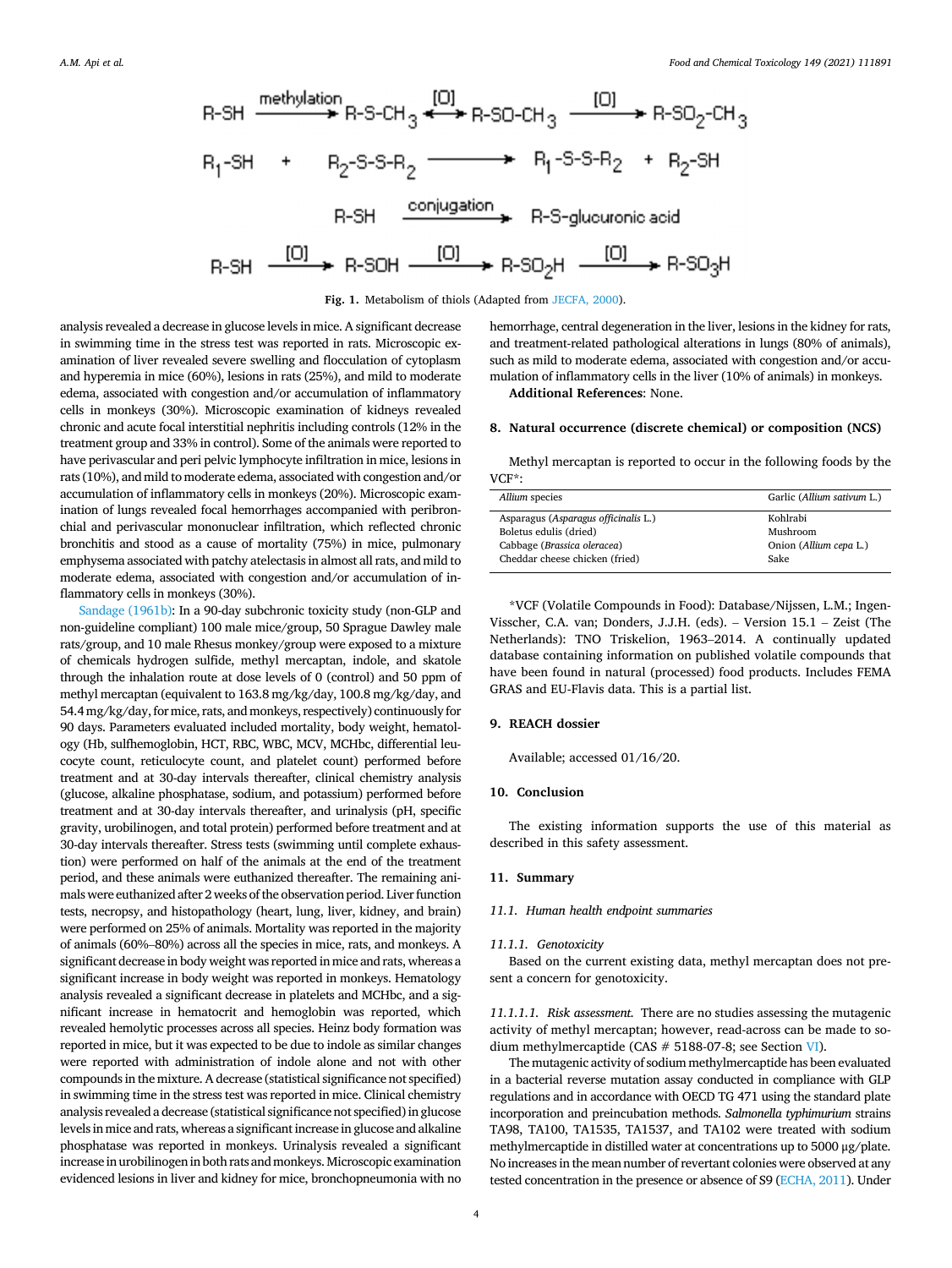$$R\text{-}SH \xrightarrow{\text{methylation}} R\text{-}S\text{-}CH_3 \overset{[O]}{\longleftrightarrow} R\text{-}SO\text{-}CH_3 \xrightarrow{[O]} R\text{-}SO_2\text{-}CH_3$$

$$R_1\text{-}SH \;+\; R_2\text{-}S\text{-}S\text{-}R_2 \longrightarrow R_1\text{-}S\text{-}S\text{-}R_2 \;+\; R_2\text{-}SH$$

$$R\text{-}SH \xrightarrow{\text{conjugation}} R\text{-}S\text{-glucuronic acid}$$

$$R\text{-}SH \xrightarrow{[O]} R\text{-}SOH \xrightarrow{[O]} R\text{-}SO_2H \xrightarrow{[O]} R\text{-}SO_3H$$

**Fig. 1.** Metabolism of thiols (Adapted from JECFA, 2000).

analysis revealed a decrease in glucose levels in mice. A significant decrease in swimming time in the stress test was reported in rats. Microscopic examination of liver revealed severe swelling and flocculation of cytoplasm and hyperemia in mice (60%), lesions in rats (25%), and mild to moderate edema, associated with congestion and/or accumulation of inflammatory cells in monkeys (30%). Microscopic examination of kidneys revealed chronic and acute focal interstitial nephritis including controls (12% in the treatment group and 33% in control). Some of the animals were reported to have perivascular and peri pelvic lymphocyte infiltration in mice, lesions in rats (10%), and mild to moderate edema, associated with congestion and/or accumulation of inflammatory cells in monkeys (20%). Microscopic examination of lungs revealed focal hemorrhages accompanied with peribronchial and perivascular mononuclear infiltration, which reflected chronic bronchitis and stood as a cause of mortality (75%) in mice, pulmonary emphysema associated with patchy atelectasis in almost all rats, and mild to moderate edema, associated with congestion and/or accumulation of inflammatory cells in monkeys (30%).

Sandage (1961b): In a 90-day subchronic toxicity study (non-GLP and non-guideline compliant) 100 male mice/group, 50 Sprague Dawley male rats/group, and 10 male Rhesus monkey/group were exposed to a mixture of chemicals hydrogen sulfide, methyl mercaptan, indole, and skatole through the inhalation route at dose levels of 0 (control) and 50 ppm of methyl mercaptan (equivalent to 163.8 mg/kg/day, 100.8 mg/kg/day, and 54.4 mg/kg/day, for mice, rats, and monkeys, respectively) continuously for 90 days. Parameters evaluated included mortality, body weight, hematology (Hb, sulfhemoglobin, HCT, RBC, WBC, MCV, MCHbc, differential leucocyte count, reticulocyte count, and platelet count) performed before treatment and at 30-day intervals thereafter, clinical chemistry analysis (glucose, alkaline phosphatase, sodium, and potassium) performed before treatment and at 30-day intervals thereafter, and urinalysis (pH, specific gravity, urobilinogen, and total protein) performed before treatment and at 30-day intervals thereafter. Stress tests (swimming until complete exhaustion) were performed on half of the animals at the end of the treatment period, and these animals were euthanized thereafter. The remaining animals were euthanized after 2 weeks of the observation period. Liver function tests, necropsy, and histopathology (heart, lung, liver, kidney, and brain) were performed on 25% of animals. Mortality was reported in the majority of animals (60%–80%) across all the species in mice, rats, and monkeys. A significant decrease in body weight was reported in mice and rats, whereas a significant increase in body weight was reported in monkeys. Hematology analysis revealed a significant decrease in platelets and MCHbc, and a significant increase in hematocrit and hemoglobin was reported, which revealed hemolytic processes across all species. Heinz body formation was reported in mice, but it was expected to be due to indole as similar changes were reported with administration of indole alone and not with other compounds in the mixture. A decrease (statistical significance not specified) in swimming time in the stress test was reported in mice. Clinical chemistry analysis revealed a decrease (statistical significance not specified) in glucose levels in mice and rats, whereas a significant increase in glucose and alkaline phosphatase was reported in monkeys. Urinalysis revealed a significant increase in urobilinogen in both rats and monkeys. Microscopic examination evidenced lesions in liver and kidney for mice, bronchopneumonia with no hemorrhage, central degeneration in the liver, lesions in the kidney for rats, and treatment-related pathological alterations in lungs (80% of animals), such as mild to moderate edema, associated with congestion and/or accumulation of inflammatory cells in the liver (10% of animals) in monkeys.

**Additional References**: None.

## 8. Natural occurrence (discrete chemical) or composition (NCS)

Methyl mercaptan is reported to occur in the following foods by the VCF*:

| *Allium* species | Garlic (*Allium sativum* L.) |
|---|---|
| Asparagus (*Asparagus officinalis* L.) | Kohlrabi |
| Boletus edulis (dried) | Mushroom |
| Cabbage (*Brassica oleracea*) | Onion (*Allium cepa* L.) |
| Cheddar cheese chicken (fried) | Sake |

*VCF (Volatile Compounds in Food): Database/Nijssen, L.M.; Ingen-Visscher, C.A. van; Donders, J.J.H. (eds). – Version 15.1 – Zeist (The Netherlands): TNO Triskelion, 1963–2014. A continually updated database containing information on published volatile compounds that have been found in natural (processed) food products. Includes FEMA GRAS and EU-Flavis data. This is a partial list.

## 9. REACH dossier

Available; accessed 01/16/20.

## 10. Conclusion

The existing information supports the use of this material as described in this safety assessment.

## 11. Summary

### 11.1. Human health endpoint summaries

#### 11.1.1. Genotoxicity

Based on the current existing data, methyl mercaptan does not present a concern for genotoxicity.

*11.1.1.1. Risk assessment.* There are no studies assessing the mutagenic activity of methyl mercaptan; however, read-across can be made to sodium methylmercaptide (CAS # 5188-07-8; see Section VI).

The mutagenic activity of sodium methylmercaptide has been evaluated in a bacterial reverse mutation assay conducted in compliance with GLP regulations and in accordance with OECD TG 471 using the standard plate incorporation and preincubation methods. *Salmonella typhimurium* strains TA98, TA100, TA1535, TA1537, and TA102 were treated with sodium methylmercaptide in distilled water at concentrations up to 5000 μg/plate. No increases in the mean number of revertant colonies were observed at any tested concentration in the presence or absence of S9 (ECHA, 2011). Under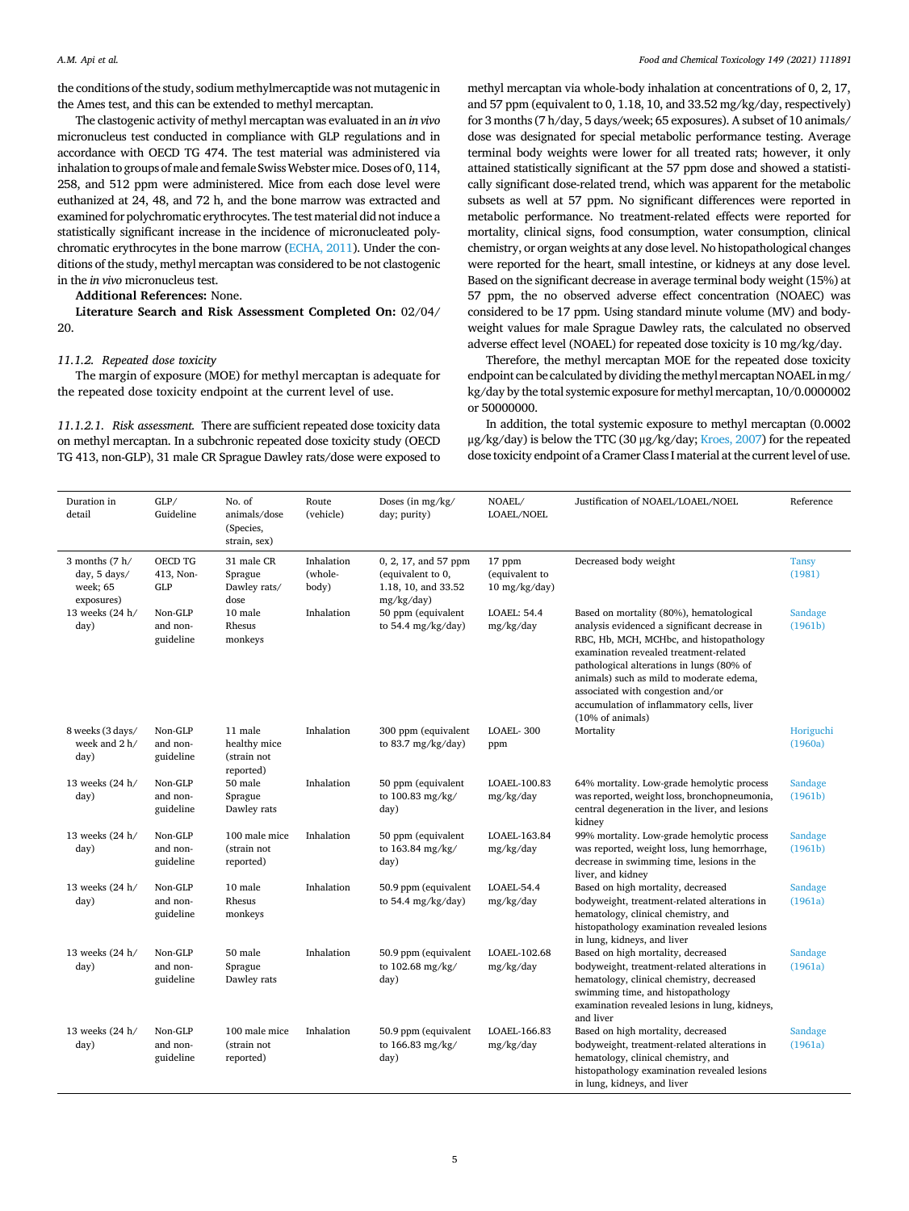the conditions of the study, sodium methylmercaptide was not mutagenic in the Ames test, and this can be extended to methyl mercaptan.

The clastogenic activity of methyl mercaptan was evaluated in an *in vivo* micronucleus test conducted in compliance with GLP regulations and in accordance with OECD TG 474. The test material was administered via inhalation to groups of male and female Swiss Webster mice. Doses of 0, 114, 258, and 512 ppm were administered. Mice from each dose level were euthanized at 24, 48, and 72 h, and the bone marrow was extracted and examined for polychromatic erythrocytes. The test material did not induce a statistically significant increase in the incidence of micronucleated polychromatic erythrocytes in the bone marrow (ECHA, 2011). Under the conditions of the study, methyl mercaptan was considered to be not clastogenic in the *in vivo* micronucleus test.

**Additional References:** None.

**Literature Search and Risk Assessment Completed On:** 02/04/20.

*11.1.2. Repeated dose toxicity*

The margin of exposure (MOE) for methyl mercaptan is adequate for the repeated dose toxicity endpoint at the current level of use.

*11.1.2.1. Risk assessment.* There are sufficient repeated dose toxicity data on methyl mercaptan. In a subchronic repeated dose toxicity study (OECD TG 413, non-GLP), 31 male CR Sprague Dawley rats/dose were exposed to methyl mercaptan via whole-body inhalation at concentrations of 0, 2, 17, and 57 ppm (equivalent to 0, 1.18, 10, and 33.52 mg/kg/day, respectively) for 3 months (7 h/day, 5 days/week; 65 exposures). A subset of 10 animals/dose was designated for special metabolic performance testing. Average terminal body weights were lower for all treated rats; however, it only attained statistically significant at the 57 ppm dose and showed a statistically significant dose-related trend, which was apparent for the metabolic subsets as well at 57 ppm. No significant differences were reported in metabolic performance. No treatment-related effects were reported for mortality, clinical signs, food consumption, water consumption, clinical chemistry, or organ weights at any dose level. No histopathological changes were reported for the heart, small intestine, or kidneys at any dose level. Based on the significant decrease in average terminal body weight (15%) at 57 ppm, the no observed adverse effect concentration (NOAEC) was considered to be 17 ppm. Using standard minute volume (MV) and bodyweight values for male Sprague Dawley rats, the calculated no observed adverse effect level (NOAEL) for repeated dose toxicity is 10 mg/kg/day.

Therefore, the methyl mercaptan MOE for the repeated dose toxicity endpoint can be calculated by dividing the methyl mercaptan NOAEL in mg/kg/day by the total systemic exposure for methyl mercaptan, 10/0.0000002 or 50000000.

In addition, the total systemic exposure to methyl mercaptan (0.0002 μg/kg/day) is below the TTC (30 μg/kg/day; Kroes, 2007) for the repeated dose toxicity endpoint of a Cramer Class I material at the current level of use.

| Duration in detail | GLP/ Guideline | No. of animals/dose (Species, strain, sex) | Route (vehicle) | Doses (in mg/kg/ day; purity) | NOAEL/ LOAEL/NOEL | Justification of NOAEL/LOAEL/NOEL | Reference |
|---|---|---|---|---|---|---|---|
| 3 months (7 h/ day, 5 days/ week; 65 exposures) | OECD TG 413, Non-GLP | 31 male CR Sprague Dawley rats/ dose | Inhalation (whole-body) | 0, 2, 17, and 57 ppm (equivalent to 0, 1.18, 10, and 33.52 mg/kg/day) | 17 ppm (equivalent to 10 mg/kg/day) | Decreased body weight | Tansy (1981) |
| 13 weeks (24 h/ day) | Non-GLP and non-guideline | 10 male Rhesus monkeys | Inhalation | 50 ppm (equivalent to 54.4 mg/kg/day) | LOAEL: 54.4 mg/kg/day | Based on mortality (80%), hematological analysis evidenced a significant decrease in RBC, Hb, MCH, MCHbc, and histopathology examination revealed treatment-related pathological alterations in lungs (80% of animals) such as mild to moderate edema, associated with congestion and/or accumulation of inflammatory cells, liver (10% of animals) | Sandage (1961b) |
| 8 weeks (3 days/ week and 2 h/ day) | Non-GLP and non-guideline | 11 male healthy mice (strain not reported) | Inhalation | 300 ppm (equivalent to 83.7 mg/kg/day) | LOAEL- 300 ppm | Mortality | Horiguchi (1960a) |
| 13 weeks (24 h/ day) | Non-GLP and non-guideline | 50 male Sprague Dawley rats | Inhalation | 50 ppm (equivalent to 100.83 mg/kg/ day) | LOAEL-100.83 mg/kg/day | 64% mortality. Low-grade hemolytic process was reported, weight loss, bronchopneumonia, central degeneration in the liver, and lesions kidney | Sandage (1961b) |
| 13 weeks (24 h/ day) | Non-GLP and non-guideline | 100 male mice (strain not reported) | Inhalation | 50 ppm (equivalent to 163.84 mg/kg/ day) | LOAEL-163.84 mg/kg/day | 99% mortality. Low-grade hemolytic process was reported, weight loss, lung hemorrhage, decrease in swimming time, lesions in the liver, and kidney | Sandage (1961b) |
| 13 weeks (24 h/ day) | Non-GLP and non-guideline | 10 male Rhesus monkeys | Inhalation | 50.9 ppm (equivalent to 54.4 mg/kg/day) | LOAEL-54.4 mg/kg/day | Based on high mortality, decreased bodyweight, treatment-related alterations in hematology, clinical chemistry, clinical signs, and histopathology examination revealed lesions in lung, kidneys, and liver | Sandage (1961a) |
| 13 weeks (24 h/ day) | Non-GLP and non-guideline | 50 male Sprague Dawley rats | Inhalation | 50.9 ppm (equivalent to 102.68 mg/kg/ day) | LOAEL-102.68 mg/kg/day | Based on high mortality, decreased bodyweight, treatment-related alterations in hematology, clinical chemistry, decreased swimming time, and histopathology examination revealed lesions in lung, kidneys, and liver | Sandage (1961a) |
| 13 weeks (24 h/ day) | Non-GLP and non-guideline | 100 male mice (strain not reported) | Inhalation | 50.9 ppm (equivalent to 166.83 mg/kg/ day) | LOAEL-166.83 mg/kg/day | Based on high mortality, decreased bodyweight, treatment-related alterations in hematology, clinical chemistry, and histopathology examination revealed lesions in lung, kidneys, and liver | Sandage (1961a) |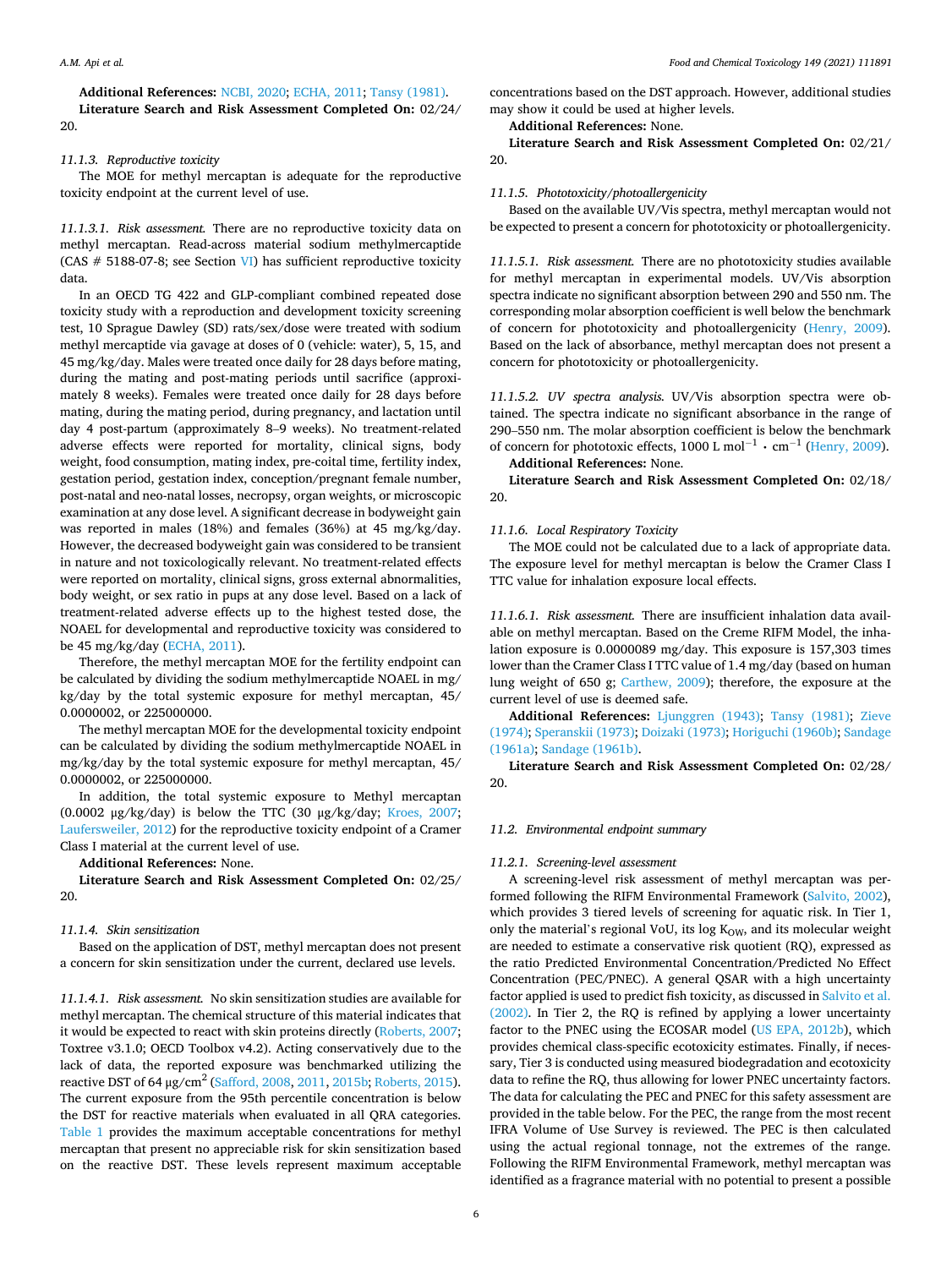**Additional References:** NCBI, 2020; ECHA, 2011; Tansy (1981).

**Literature Search and Risk Assessment Completed On:** 02/24/20.

### 11.1.3. Reproductive toxicity

The MOE for methyl mercaptan is adequate for the reproductive toxicity endpoint at the current level of use.

*11.1.3.1. Risk assessment.* There are no reproductive toxicity data on methyl mercaptan. Read-across material sodium methylmercaptide (CAS # 5188-07-8; see Section VI) has sufficient reproductive toxicity data.

In an OECD TG 422 and GLP-compliant combined repeated dose toxicity study with a reproduction and development toxicity screening test, 10 Sprague Dawley (SD) rats/sex/dose were treated with sodium methyl mercaptide via gavage at doses of 0 (vehicle: water), 5, 15, and 45 mg/kg/day. Males were treated once daily for 28 days before mating, during the mating and post-mating periods until sacrifice (approximately 8 weeks). Females were treated once daily for 28 days before mating, during the mating period, during pregnancy, and lactation until day 4 post-partum (approximately 8–9 weeks). No treatment-related adverse effects were reported for mortality, clinical signs, body weight, food consumption, mating index, pre-coital time, fertility index, gestation period, gestation index, conception/pregnant female number, post-natal and neo-natal losses, necropsy, organ weights, or microscopic examination at any dose level. A significant decrease in bodyweight gain was reported in males (18%) and females (36%) at 45 mg/kg/day. However, the decreased bodyweight gain was considered to be transient in nature and not toxicologically relevant. No treatment-related effects were reported on mortality, clinical signs, gross external abnormalities, body weight, or sex ratio in pups at any dose level. Based on a lack of treatment-related adverse effects up to the highest tested dose, the NOAEL for developmental and reproductive toxicity was considered to be 45 mg/kg/day (ECHA, 2011).

Therefore, the methyl mercaptan MOE for the fertility endpoint can be calculated by dividing the sodium methylmercaptide NOAEL in mg/kg/day by the total systemic exposure for methyl mercaptan, 45/0.0000002, or 225000000.

The methyl mercaptan MOE for the developmental toxicity endpoint can be calculated by dividing the sodium methylmercaptide NOAEL in mg/kg/day by the total systemic exposure for methyl mercaptan, 45/0.0000002, or 225000000.

In addition, the total systemic exposure to Methyl mercaptan (0.0002 μg/kg/day) is below the TTC (30 μg/kg/day; Kroes, 2007; Laufersweiler, 2012) for the reproductive toxicity endpoint of a Cramer Class I material at the current level of use.

**Additional References:** None.

**Literature Search and Risk Assessment Completed On:** 02/25/20.

### 11.1.4. Skin sensitization

Based on the application of DST, methyl mercaptan does not present a concern for skin sensitization under the current, declared use levels.

*11.1.4.1. Risk assessment.* No skin sensitization studies are available for methyl mercaptan. The chemical structure of this material indicates that it would be expected to react with skin proteins directly (Roberts, 2007; Toxtree v3.1.0; OECD Toolbox v4.2). Acting conservatively due to the lack of data, the reported exposure was benchmarked utilizing the reactive DST of 64 μg/cm$^2$ (Safford, 2008, 2011, 2015b; Roberts, 2015). The current exposure from the 95th percentile concentration is below the DST for reactive materials when evaluated in all QRA categories. Table 1 provides the maximum acceptable concentrations for methyl mercaptan that present no appreciable risk for skin sensitization based on the reactive DST. These levels represent maximum acceptable concentrations based on the DST approach. However, additional studies may show it could be used at higher levels.

**Additional References:** None.

**Literature Search and Risk Assessment Completed On:** 02/21/20.

### 11.1.5. Phototoxicity/photoallergenicity

Based on the available UV/Vis spectra, methyl mercaptan would not be expected to present a concern for phototoxicity or photoallergenicity.

*11.1.5.1. Risk assessment.* There are no phototoxicity studies available for methyl mercaptan in experimental models. UV/Vis absorption spectra indicate no significant absorption between 290 and 550 nm. The corresponding molar absorption coefficient is well below the benchmark of concern for phototoxicity and photoallergenicity (Henry, 2009). Based on the lack of absorbance, methyl mercaptan does not present a concern for phototoxicity or photoallergenicity.

*11.1.5.2. UV spectra analysis.* UV/Vis absorption spectra were obtained. The spectra indicate no significant absorbance in the range of 290–550 nm. The molar absorption coefficient is below the benchmark of concern for phototoxic effects, 1000 L mol$^{-1}$ • cm$^{-1}$ (Henry, 2009).

**Additional References:** None.

**Literature Search and Risk Assessment Completed On:** 02/18/20.

### 11.1.6. Local Respiratory Toxicity

The MOE could not be calculated due to a lack of appropriate data. The exposure level for methyl mercaptan is below the Cramer Class I TTC value for inhalation exposure local effects.

*11.1.6.1. Risk assessment.* There are insufficient inhalation data available on methyl mercaptan. Based on the Creme RIFM Model, the inhalation exposure is 0.0000089 mg/day. This exposure is 157,303 times lower than the Cramer Class I TTC value of 1.4 mg/day (based on human lung weight of 650 g; Carthew, 2009); therefore, the exposure at the current level of use is deemed safe.

**Additional References:** Ljunggren (1943); Tansy (1981); Zieve (1974); Speranskii (1973); Doizaki (1973); Horiguchi (1960b); Sandage (1961a); Sandage (1961b).

**Literature Search and Risk Assessment Completed On:** 02/28/20.

## 11.2. Environmental endpoint summary

### 11.2.1. Screening-level assessment

A screening-level risk assessment of methyl mercaptan was performed following the RIFM Environmental Framework (Salvito, 2002), which provides 3 tiered levels of screening for aquatic risk. In Tier 1, only the material's regional VoU, its log $K_{OW}$, and its molecular weight are needed to estimate a conservative risk quotient (RQ), expressed as the ratio Predicted Environmental Concentration/Predicted No Effect Concentration (PEC/PNEC). A general QSAR with a high uncertainty factor applied is used to predict fish toxicity, as discussed in Salvito et al. (2002). In Tier 2, the RQ is refined by applying a lower uncertainty factor to the PNEC using the ECOSAR model (US EPA, 2012b), which provides chemical class-specific ecotoxicity estimates. Finally, if necessary, Tier 3 is conducted using measured biodegradation and ecotoxicity data to refine the RQ, thus allowing for lower PNEC uncertainty factors. The data for calculating the PEC and PNEC for this safety assessment are provided in the table below. For the PEC, the range from the most recent IFRA Volume of Use Survey is reviewed. The PEC is then calculated using the actual regional tonnage, not the extremes of the range. Following the RIFM Environmental Framework, methyl mercaptan was identified as a fragrance material with no potential to present a possible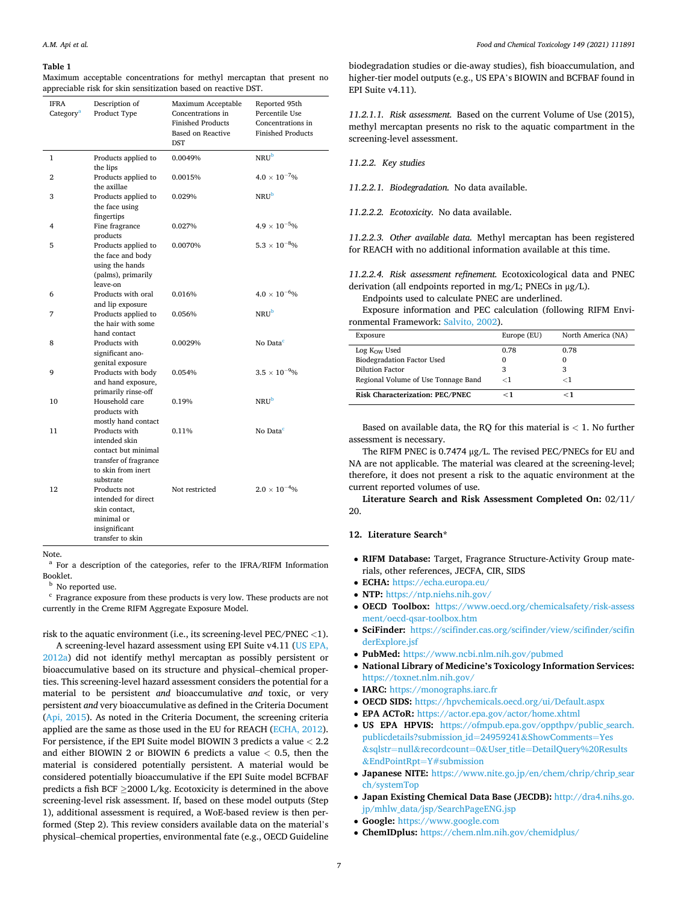**Table 1**
Maximum acceptable concentrations for methyl mercaptan that present no appreciable risk for skin sensitization based on reactive DST.

| IFRA Category[a] | Description of Product Type | Maximum Acceptable Concentrations in Finished Products Based on Reactive DST | Reported 95th Percentile Use Concentrations in Finished Products |
|---|---|---|---|
| 1 | Products applied to the lips | 0.0049% | NRU[b] |
| 2 | Products applied to the axillae | 0.0015% | $4.0 \times 10^{-7}$% |
| 3 | Products applied to the face using fingertips | 0.029% | NRU[b] |
| 4 | Fine fragrance products | 0.027% | $4.9 \times 10^{-5}$% |
| 5 | Products applied to the face and body using the hands (palms), primarily leave-on | 0.0070% | $5.3 \times 10^{-8}$% |
| 6 | Products with oral and lip exposure | 0.016% | $4.0 \times 10^{-6}$% |
| 7 | Products applied to the hair with some hand contact | 0.056% | NRU[b] |
| 8 | Products with significant ano-genital exposure | 0.0029% | No Data[c] |
| 9 | Products with body and hand exposure, primarily rinse-off | 0.054% | $3.5 \times 10^{-9}$% |
| 10 | Household care products with mostly hand contact | 0.19% | NRU[b] |
| 11 | Products with intended skin contact but minimal transfer of fragrance to skin from inert substrate | 0.11% | No Data[c] |
| 12 | Products not intended for direct skin contact, minimal or insignificant transfer to skin | Not restricted | $2.0 \times 10^{-4}$% |

Note.
[a] For a description of the categories, refer to the IFRA/RIFM Information Booklet.
[b] No reported use.
[c] Fragrance exposure from these products is very low. These products are not currently in the Creme RIFM Aggregate Exposure Model.

risk to the aquatic environment (i.e., its screening-level PEC/PNEC <1).

A screening-level hazard assessment using EPI Suite v4.11 (US EPA, 2012a) did not identify methyl mercaptan as possibly persistent or bioaccumulative based on its structure and physical–chemical properties. This screening-level hazard assessment considers the potential for a material to be persistent *and* bioaccumulative *and* toxic, or very persistent *and* very bioaccumulative as defined in the Criteria Document (Api, 2015). As noted in the Criteria Document, the screening criteria applied are the same as those used in the EU for REACH (ECHA, 2012). For persistence, if the EPI Suite model BIOWIN 3 predicts a value < 2.2 and either BIOWIN 2 or BIOWIN 6 predicts a value < 0.5, then the material is considered potentially persistent. A material would be considered potentially bioaccumulative if the EPI Suite model BCFBAF predicts a fish BCF ≥2000 L/kg. Ecotoxicity is determined in the above screening-level risk assessment. If, based on these model outputs (Step 1), additional assessment is required, a WoE-based review is then performed (Step 2). This review considers available data on the material's physical–chemical properties, environmental fate (e.g., OECD Guideline biodegradation studies or die-away studies), fish bioaccumulation, and higher-tier model outputs (e.g., US EPA's BIOWIN and BCFBAF found in EPI Suite v4.11).

*11.2.1.1. Risk assessment.* Based on the current Volume of Use (2015), methyl mercaptan presents no risk to the aquatic compartment in the screening-level assessment.

*11.2.2. Key studies*

*11.2.2.1. Biodegradation.* No data available.

*11.2.2.2. Ecotoxicity.* No data available.

*11.2.2.3. Other available data.* Methyl mercaptan has been registered for REACH with no additional information available at this time.

*11.2.2.4. Risk assessment refinement.* Ecotoxicological data and PNEC derivation (all endpoints reported in mg/L; PNECs in µg/L).

Endpoints used to calculate PNEC are underlined.

Exposure information and PEC calculation (following RIFM Environmental Framework: Salvito, 2002).

| Exposure | Europe (EU) | North America (NA) |
|---|---|---|
| Log $K_{OW}$ Used | 0.78 | 0.78 |
| Biodegradation Factor Used | 0 | 0 |
| Dilution Factor | 3 | 3 |
| Regional Volume of Use Tonnage Band | <1 | <1 |
| **Risk Characterization: PEC/PNEC** | **<1** | **<1** |

Based on available data, the RQ for this material is < 1. No further assessment is necessary.

The RIFM PNEC is 0.7474 µg/L. The revised PEC/PNECs for EU and NA are not applicable. The material was cleared at the screening-level; therefore, it does not present a risk to the aquatic environment at the current reported volumes of use.

**Literature Search and Risk Assessment Completed On:** 02/11/20.

## 12. Literature Search*

- **RIFM Database:** Target, Fragrance Structure-Activity Group materials, other references, JECFA, CIR, SIDS
- **ECHA:** https://echa.europa.eu/
- **NTP:** https://ntp.niehs.nih.gov/
- **OECD Toolbox:** https://www.oecd.org/chemicalsafety/risk-assessment/oecd-qsar-toolbox.htm
- **SciFinder:** https://scifinder.cas.org/scifinder/view/scifinder/scifinderExplore.jsf
- **PubMed:** https://www.ncbi.nlm.nih.gov/pubmed
- **National Library of Medicine's Toxicology Information Services:** https://toxnet.nlm.nih.gov/
- **IARC:** https://monographs.iarc.fr
- **OECD SIDS:** https://hpvchemicals.oecd.org/ui/Default.aspx
- **EPA ACToR:** https://actor.epa.gov/actor/home.xhtml
- **US EPA HPVIS:** https://ofmpub.epa.gov/oppthpv/public_search.publicdetails?submission_id=24959241&ShowComments=Yes&sqlstr=null&recordcount=0&User_title=DetailQuery%20Results&EndPointRpt=Y#submission
- **Japanese NITE:** https://www.nite.go.jp/en/chem/chrip/chrip_search/systemTop
- **Japan Existing Chemical Data Base (JECDB):** http://dra4.nihs.go.jp/mhlw_data/jsp/SearchPageENG.jsp
- **Google:** https://www.google.com
- **ChemIDplus:** https://chem.nlm.nih.gov/chemidplus/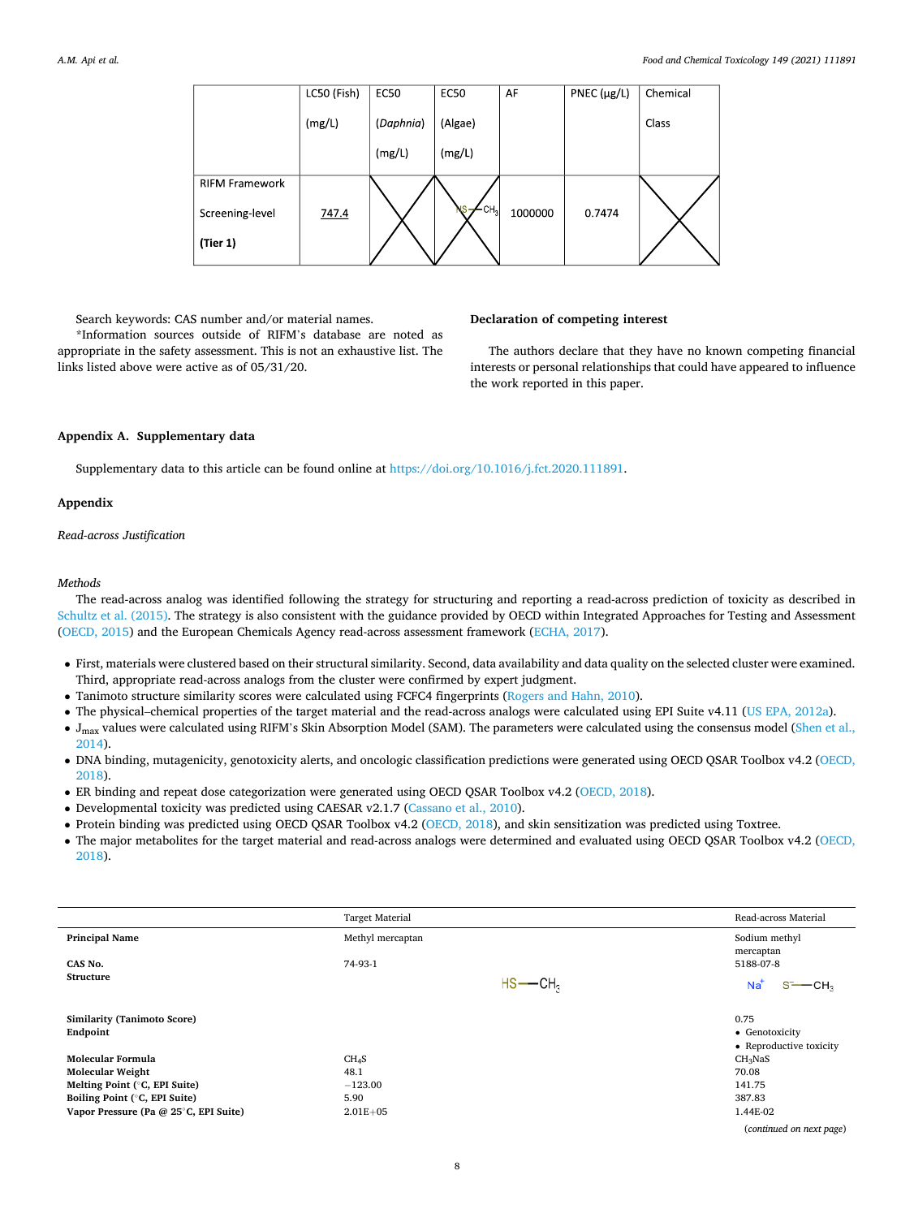|  | LC50 (Fish) (mg/L) | EC50 (*Daphnia*) (mg/L) | EC50 (Algae) (mg/L) | AF | PNEC (μg/L) | Chemical Class |
|---|---|---|---|---|---|---|
| RIFM Framework Screening-level **(Tier 1)** | 747.4 | X | X | 1000000 | 0.7474 | X |

Search keywords: CAS number and/or material names.

*Information sources outside of RIFM's database are noted as appropriate in the safety assessment. This is not an exhaustive list. The links listed above were active as of 05/31/20.

## Declaration of competing interest

The authors declare that they have no known competing financial interests or personal relationships that could have appeared to influence the work reported in this paper.

## Appendix A. Supplementary data

Supplementary data to this article can be found online at https://doi.org/10.1016/j.fct.2020.111891.

## Appendix

*Read-across Justification*

*Methods*

The read-across analog was identified following the strategy for structuring and reporting a read-across prediction of toxicity as described in Schultz et al. (2015). The strategy is also consistent with the guidance provided by OECD within Integrated Approaches for Testing and Assessment (OECD, 2015) and the European Chemicals Agency read-across assessment framework (ECHA, 2017).

- First, materials were clustered based on their structural similarity. Second, data availability and data quality on the selected cluster were examined. Third, appropriate read-across analogs from the cluster were confirmed by expert judgment.
- Tanimoto structure similarity scores were calculated using FCFC4 fingerprints (Rogers and Hahn, 2010).
- The physical–chemical properties of the target material and the read-across analogs were calculated using EPI Suite v4.11 (US EPA, 2012a).
- $J_{max}$ values were calculated using RIFM's Skin Absorption Model (SAM). The parameters were calculated using the consensus model (Shen et al., 2014).
- DNA binding, mutagenicity, genotoxicity alerts, and oncologic classification predictions were generated using OECD QSAR Toolbox v4.2 (OECD, 2018).
- ER binding and repeat dose categorization were generated using OECD QSAR Toolbox v4.2 (OECD, 2018).
- Developmental toxicity was predicted using CAESAR v2.1.7 (Cassano et al., 2010).
- Protein binding was predicted using OECD QSAR Toolbox v4.2 (OECD, 2018), and skin sensitization was predicted using Toxtree.
- The major metabolites for the target material and read-across analogs were determined and evaluated using OECD QSAR Toolbox v4.2 (OECD, 2018).

|  | Target Material | Read-across Material |
|---|---|---|
| **Principal Name** | Methyl mercaptan | Sodium methyl mercaptan |
| **CAS No.** | 74-93-1 | 5188-07-8 |
| **Structure** | HS—CH$_3$ | Na$^+$ S$^-$—CH$_3$ |
| **Similarity (Tanimoto Score)** |  | 0.75 |
| **Endpoint** |  | • Genotoxicity<br>• Reproductive toxicity |
| **Molecular Formula** | $CH_4S$ | $CH_3NaS$ |
| **Molecular Weight** | 48.1 | 70.08 |
| **Melting Point (°C, EPI Suite)** | −123.00 | 141.75 |
| **Boiling Point (°C, EPI Suite)** | 5.90 | 387.83 |
| **Vapor Pressure (Pa @ 25°C, EPI Suite)** | 2.01E+05 | 1.44E-02 |

(continued on next page)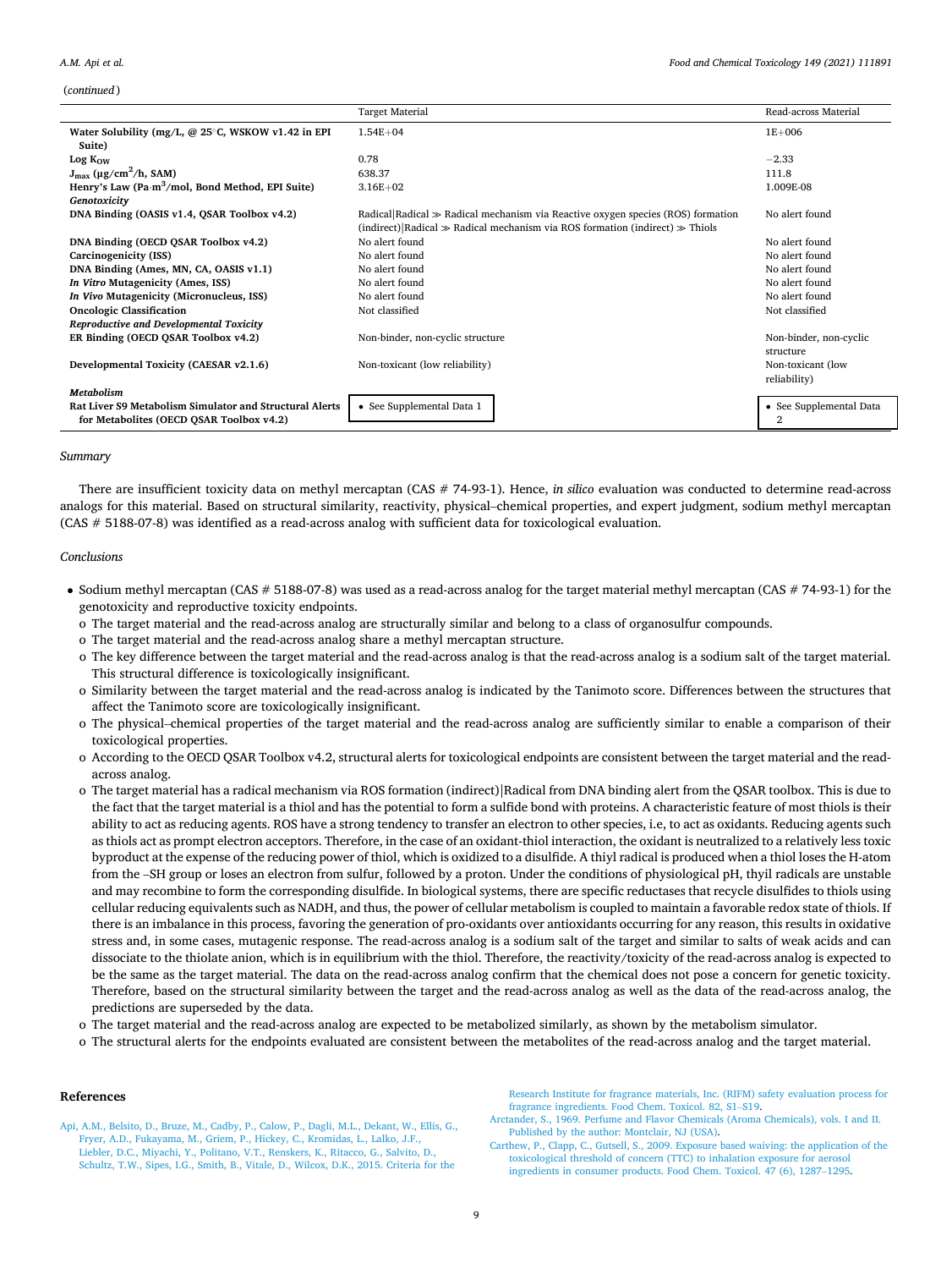(*continued*)

| | Target Material | Read-across Material |
|---|---|---|
| **Water Solubility (mg/L, @ 25°C, WSKOW v1.42 in EPI Suite)** | 1.54E+04 | 1E+006 |
| **Log $K_{OW}$** | 0.78 | −2.33 |
| **$J_{max}$ (μg/cm$^2$/h, SAM)** | 638.37 | 111.8 |
| **Henry's Law (Pa·m$^3$/mol, Bond Method, EPI Suite)** | 3.16E+02 | 1.009E-08 |
| ***Genotoxicity*** | | |
| **DNA Binding (OASIS v1.4, QSAR Toolbox v4.2)** | Radical\|Radical ≫ Radical mechanism via Reactive oxygen species (ROS) formation (indirect)\|Radical ≫ Radical mechanism via ROS formation (indirect) ≫ Thiols | No alert found |
| **DNA Binding (OECD QSAR Toolbox v4.2)** | No alert found | No alert found |
| **Carcinogenicity (ISS)** | No alert found | No alert found |
| **DNA Binding (Ames, MN, CA, OASIS v1.1)** | No alert found | No alert found |
| ***In Vitro* Mutagenicity (Ames, ISS)** | No alert found | No alert found |
| ***In Vivo* Mutagenicity (Micronucleus, ISS)** | No alert found | No alert found |
| **Oncologic Classification** | Not classified | Not classified |
| ***Reproductive and Developmental Toxicity*** | | |
| **ER Binding (OECD QSAR Toolbox v4.2)** | Non-binder, non-cyclic structure | Non-binder, non-cyclic structure |
| **Developmental Toxicity (CAESAR v2.1.6)** | Non-toxicant (low reliability) | Non-toxicant (low reliability) |
| ***Metabolism*** | | |
| **Rat Liver S9 Metabolism Simulator and Structural Alerts for Metabolites (OECD QSAR Toolbox v4.2)** | • See Supplemental Data 1 | • See Supplemental Data 2 |

*Summary*

There are insufficient toxicity data on methyl mercaptan (CAS # 74-93-1). Hence, *in silico* evaluation was conducted to determine read-across analogs for this material. Based on structural similarity, reactivity, physical–chemical properties, and expert judgment, sodium methyl mercaptan (CAS # 5188-07-8) was identified as a read-across analog with sufficient data for toxicological evaluation.

*Conclusions*

- Sodium methyl mercaptan (CAS # 5188-07-8) was used as a read-across analog for the target material methyl mercaptan (CAS # 74-93-1) for the genotoxicity and reproductive toxicity endpoints.
  - o The target material and the read-across analog are structurally similar and belong to a class of organosulfur compounds.
  - o The target material and the read-across analog share a methyl mercaptan structure.
  - o The key difference between the target material and the read-across analog is that the read-across analog is a sodium salt of the target material. This structural difference is toxicologically insignificant.
  - o Similarity between the target material and the read-across analog is indicated by the Tanimoto score. Differences between the structures that affect the Tanimoto score are toxicologically insignificant.
  - o The physical–chemical properties of the target material and the read-across analog are sufficiently similar to enable a comparison of their toxicological properties.
  - o According to the OECD QSAR Toolbox v4.2, structural alerts for toxicological endpoints are consistent between the target material and the read-across analog.
  - o The target material has a radical mechanism via ROS formation (indirect)|Radical from DNA binding alert from the QSAR toolbox. This is due to the fact that the target material is a thiol and has the potential to form a sulfide bond with proteins. A characteristic feature of most thiols is their ability to act as reducing agents. ROS have a strong tendency to transfer an electron to other species, i.e, to act as oxidants. Reducing agents such as thiols act as prompt electron acceptors. Therefore, in the case of an oxidant-thiol interaction, the oxidant is neutralized to a relatively less toxic byproduct at the expense of the reducing power of thiol, which is oxidized to a disulfide. A thiyl radical is produced when a thiol loses the H-atom from the –SH group or loses an electron from sulfur, followed by a proton. Under the conditions of physiological pH, thyil radicals are unstable and may recombine to form the corresponding disulfide. In biological systems, there are specific reductases that recycle disulfides to thiols using cellular reducing equivalents such as NADH, and thus, the power of cellular metabolism is coupled to maintain a favorable redox state of thiols. If there is an imbalance in this process, favoring the generation of pro-oxidants over antioxidants occurring for any reason, this results in oxidative stress and, in some cases, mutagenic response. The read-across analog is a sodium salt of the target and similar to salts of weak acids and can dissociate to the thiolate anion, which is in equilibrium with the thiol. Therefore, the reactivity/toxicity of the read-across analog is expected to be the same as the target material. The data on the read-across analog confirm that the chemical does not pose a concern for genetic toxicity. Therefore, based on the structural similarity between the target and the read-across analog as well as the data of the read-across analog, the predictions are superseded by the data.
  - o The target material and the read-across analog are expected to be metabolized similarly, as shown by the metabolism simulator.
  - o The structural alerts for the endpoints evaluated are consistent between the metabolites of the read-across analog and the target material.

## References

Api, A.M., Belsito, D., Bruze, M., Cadby, P., Calow, P., Dagli, M.L., Dekant, W., Ellis, G., Fryer, A.D., Fukayama, M., Griem, P., Hickey, C., Kromidas, L., Lalko, J.F., Liebler, D.C., Miyachi, Y., Politano, V.T., Renskers, K., Ritacco, G., Salvito, D., Schultz, T.W., Sipes, I.G., Smith, B., Vitale, D., Wilcox, D.K., 2015. Criteria for the Research Institute for fragrance materials, Inc. (RIFM) safety evaluation process for fragrance ingredients. Food Chem. Toxicol. 82, S1–S19.

Arctander, S., 1969. Perfume and Flavor Chemicals (Aroma Chemicals), vols. I and II. Published by the author: Montclair, NJ (USA).

Carthew, P., Clapp, C., Gutsell, S., 2009. Exposure based waiving: the application of the toxicological threshold of concern (TTC) to inhalation exposure for aerosol ingredients in consumer products. Food Chem. Toxicol. 47 (6), 1287–1295.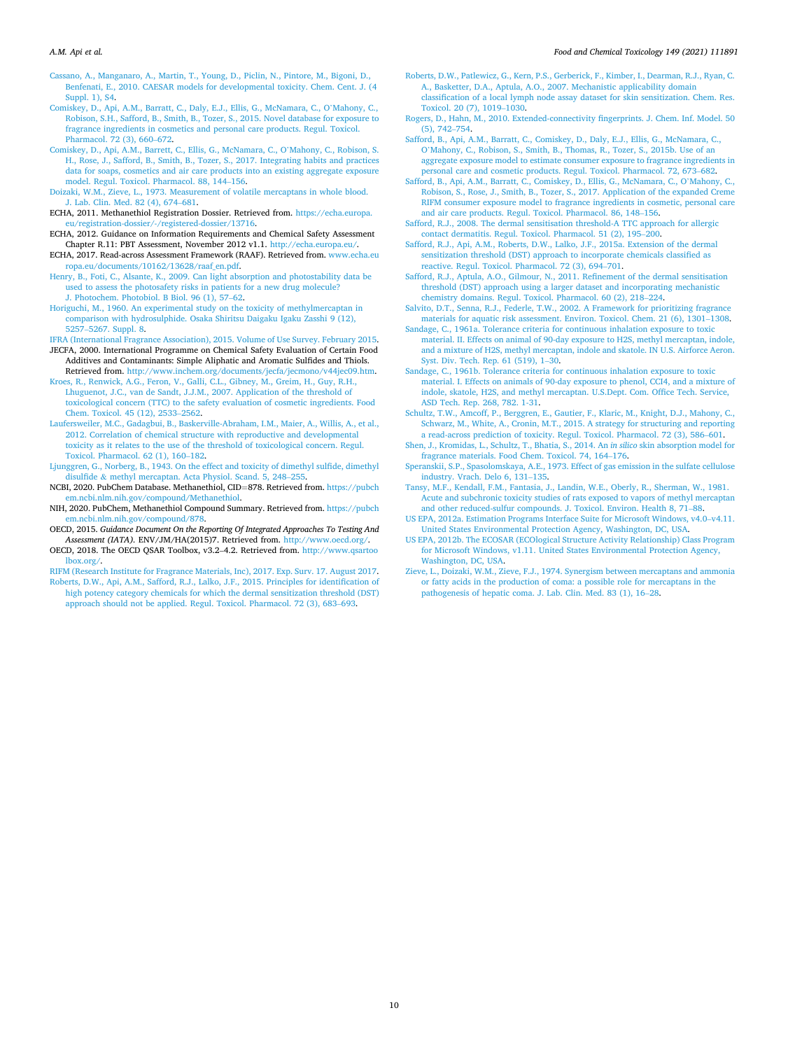Cassano, A., Manganaro, A., Martin, T., Young, D., Piclin, N., Pintore, M., Bigoni, D., Benfenati, E., 2010. CAESAR models for developmental toxicity. Chem. Cent. J. (4 Suppl. 1), S4.

Comiskey, D., Api, A.M., Barratt, C., Daly, E.J., Ellis, G., McNamara, C., O'Mahony, C., Robison, S.H., Safford, B., Smith, B., Tozer, S., 2015. Novel database for exposure to fragrance ingredients in cosmetics and personal care products. Regul. Toxicol. Pharmacol. 72 (3), 660–672.

Comiskey, D., Api, A.M., Barrett, C., Ellis, G., McNamara, C., O'Mahony, C., Robison, S. H., Rose, J., Safford, B., Smith, B., Tozer, S., 2017. Integrating habits and practices data for soaps, cosmetics and air care products into an existing aggregate exposure model. Regul. Toxicol. Pharmacol. 88, 144–156.

Doizaki, W.M., Zieve, L., 1973. Measurement of volatile mercaptans in whole blood. J. Lab. Clin. Med. 82 (4), 674–681.

ECHA, 2011. Methanethiol Registration Dossier. Retrieved from. https://echa.europa.eu/registration-dossier/-/registered-dossier/13716.

ECHA, 2012. Guidance on Information Requirements and Chemical Safety Assessment Chapter R.11: PBT Assessment, November 2012 v1.1. http://echa.europa.eu/.

ECHA, 2017. Read-across Assessment Framework (RAAF). Retrieved from. www.echa.europa.eu/documents/10162/13628/raaf_en.pdf.

Henry, B., Foti, C., Alsante, K., 2009. Can light absorption and photostability data be used to assess the photosafety risks in patients for a new drug molecule? J. Photochem. Photobiol. B Biol. 96 (1), 57–62.

Horiguchi, M., 1960. An experimental study on the toxicity of methylmercaptan in comparison with hydrosulphide. Osaka Shiritsu Daigaku Igaku Zasshi 9 (12), 5257–5267. Suppl. 8.

IFRA (International Fragrance Association), 2015. Volume of Use Survey. February 2015.

JECFA, 2000. International Programme on Chemical Safety Evaluation of Certain Food Additives and Contaminants: Simple Aliphatic and Aromatic Sulfides and Thiols. Retrieved from. http://www.inchem.org/documents/jecfa/jecmono/v44jec09.htm.

Kroes, R., Renwick, A.G., Feron, V., Galli, C.L., Gibney, M., Greim, H., Guy, R.H., Lhuguenot, J.C., van de Sandt, J.J.M., 2007. Application of the threshold of toxicological concern (TTC) to the safety evaluation of cosmetic ingredients. Food Chem. Toxicol. 45 (12), 2533–2562.

Laufersweiler, M.C., Gadagbui, B., Baskerville-Abraham, I.M., Maier, A., Willis, A., et al., 2012. Correlation of chemical structure with reproductive and developmental toxicity as it relates to the use of the threshold of toxicological concern. Regul. Toxicol. Pharmacol. 62 (1), 160–182.

Ljunggren, G., Norberg, B., 1943. On the effect and toxicity of dimethyl sulfide, dimethyl disulfide & methyl mercaptan. Acta Physiol. Scand. 5, 248–255.

NCBI, 2020. PubChem Database. Methanethiol, CID=878. Retrieved from. https://pubchem.ncbi.nlm.nih.gov/compound/Methanethiol.

NIH, 2020. PubChem, Methanethiol Compound Summary. Retrieved from. https://pubchem.ncbi.nlm.nih.gov/compound/878.

OECD, 2015. *Guidance Document On the Reporting Of Integrated Approaches To Testing And Assessment (IATA)*. ENV/JM/HA(2015)7. Retrieved from. http://www.oecd.org/.

OECD, 2018. The OECD QSAR Toolbox, v3.2–4.2. Retrieved from. http://www.qsartoolbox.org/.

RIFM (Research Institute for Fragrance Materials, Inc), 2017. Exp. Surv. 17. August 2017.

Roberts, D.W., Api, A.M., Safford, R.J., Lalko, J.F., 2015. Principles for identification of high potency category chemicals for which the dermal sensitization threshold (DST) approach should not be applied. Regul. Toxicol. Pharmacol. 72 (3), 683–693.

Roberts, D.W., Patlewicz, G., Kern, P.S., Gerberick, F., Kimber, I., Dearman, R.J., Ryan, C. A., Basketter, D.A., Aptula, A.O., 2007. Mechanistic applicability domain classification of a local lymph node assay dataset for skin sensitization. Chem. Res. Toxicol. 20 (7), 1019–1030.

Rogers, D., Hahn, M., 2010. Extended-connectivity fingerprints. J. Chem. Inf. Model. 50 (5), 742–754.

Safford, B., Api, A.M., Barratt, C., Comiskey, D., Daly, E.J., Ellis, G., McNamara, C., O'Mahony, C., Robison, S., Smith, B., Thomas, R., Tozer, S., 2015b. Use of an aggregate exposure model to estimate consumer exposure to fragrance ingredients in personal care and cosmetic products. Regul. Toxicol. Pharmacol. 72, 673–682.

Safford, B., Api, A.M., Barratt, C., Comiskey, D., Ellis, G., McNamara, C., O'Mahony, C., Robison, S., Rose, J., Smith, B., Tozer, S., 2017. Application of the expanded Creme RIFM consumer exposure model to fragrance ingredients in cosmetic, personal care and air care products. Regul. Toxicol. Pharmacol. 86, 148–156.

Safford, R.J., 2008. The dermal sensitisation threshold-A TTC approach for allergic contact dermatitis. Regul. Toxicol. Pharmacol. 51 (2), 195–200.

Safford, R.J., Api, A.M., Roberts, D.W., Lalko, J.F., 2015a. Extension of the dermal sensitization threshold (DST) approach to incorporate chemicals classified as reactive. Regul. Toxicol. Pharmacol. 72 (3), 694–701.

Safford, R.J., Aptula, A.O., Gilmour, N., 2011. Refinement of the dermal sensitisation threshold (DST) approach using a larger dataset and incorporating mechanistic chemistry domains. Regul. Toxicol. Pharmacol. 60 (2), 218–224.

Salvito, D.T., Senna, R.J., Federle, T.W., 2002. A Framework for prioritizing fragrance materials for aquatic risk assessment. Environ. Toxicol. Chem. 21 (6), 1301–1308.

Sandage, C., 1961a. Tolerance criteria for continuous inhalation exposure to toxic material. II. Effects on animal of 90-day exposure to H2S, methyl mercaptan, indole, and a mixture of H2S, methyl mercaptan, indole and skatole. IN U.S. Airforce Aeron. Syst. Div. Tech. Rep. 61 (519), 1–30.

Sandage, C., 1961b. Tolerance criteria for continuous inhalation exposure to toxic material. I. Effects on animals of 90-day exposure to phenol, CCl4, and a mixture of indole, skatole, H2S, and methyl mercaptan. U.S.Dept. Com. Office Tech. Service, ASD Tech. Rep. 268, 782. 1-31.

Schultz, T.W., Amcoff, P., Berggren, E., Gautier, F., Klaric, M., Knight, D.J., Mahony, C., Schwarz, M., White, A., Cronin, M.T., 2015. A strategy for structuring and reporting a read-across prediction of toxicity. Regul. Toxicol. Pharmacol. 72 (3), 586–601.

Shen, J., Kromidas, L., Schultz, T., Bhatia, S., 2014. An *in silico* skin absorption model for fragrance materials. Food Chem. Toxicol. 74, 164–176.

Speranskii, S.P., Spasolomskaya, A.E., 1973. Effect of gas emission in the sulfate cellulose industry. Vrach. Delo 6, 131–135.

Tansy, M.F., Kendall, F.M., Fantasia, J., Landin, W.E., Oberly, R., Sherman, W., 1981. Acute and subchronic toxicity studies of rats exposed to vapors of methyl mercaptan and other reduced-sulfur compounds. J. Toxicol. Environ. Health 8, 71–88.

US EPA, 2012a. Estimation Programs Interface Suite for Microsoft Windows, v4.0–v4.11. United States Environmental Protection Agency, Washington, DC, USA.

US EPA, 2012b. The ECOSAR (ECOlogical Structure Activity Relationship) Class Program for Microsoft Windows, v1.11. United States Environmental Protection Agency, Washington, DC, USA.

Zieve, L., Doizaki, W.M., Zieve, F.J., 1974. Synergism between mercaptans and ammonia or fatty acids in the production of coma: a possible role for mercaptans in the pathogenesis of hepatic coma. J. Lab. Clin. Med. 83 (1), 16–28.